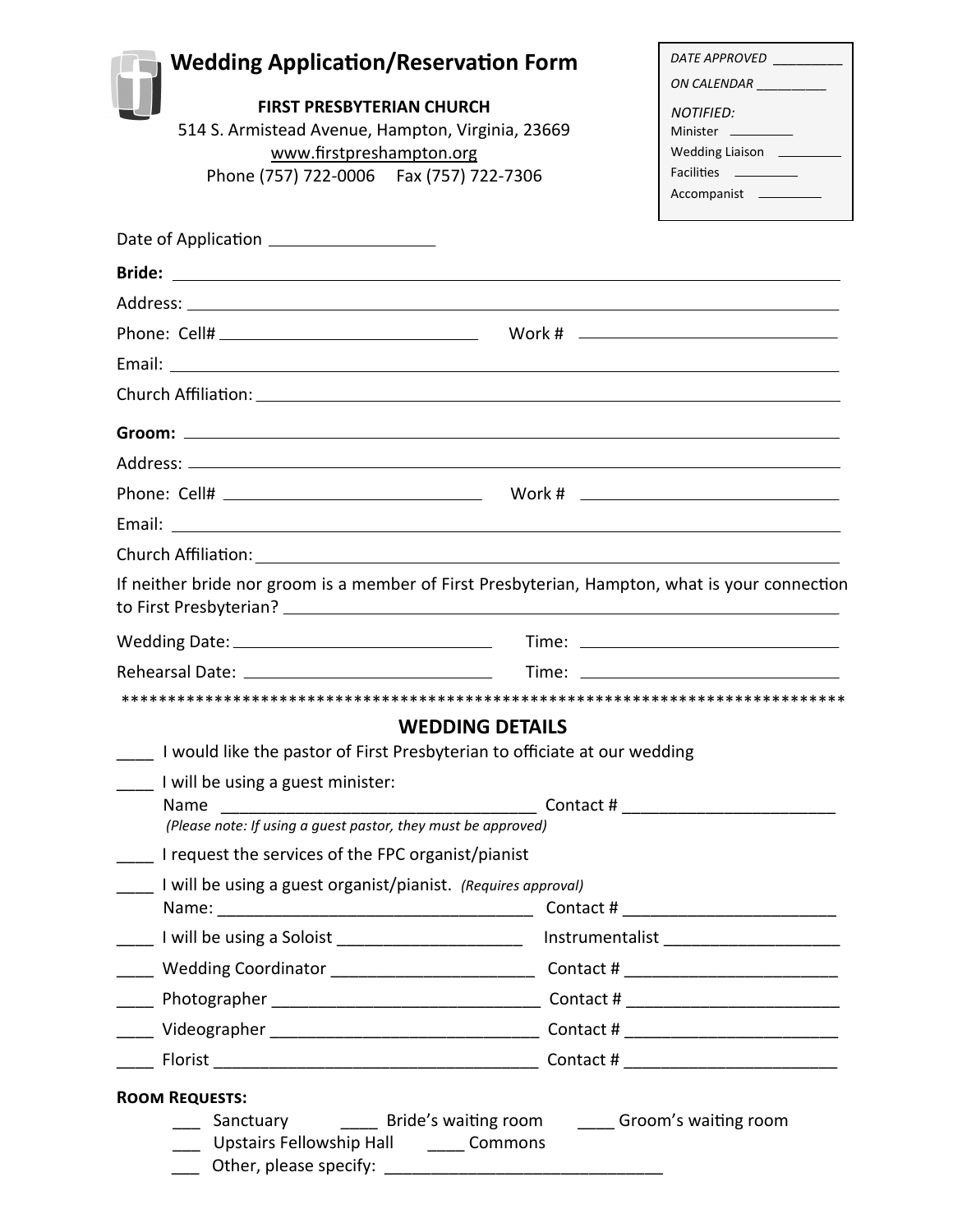# Wedding Application/Reservation Form

**FIRST PRESBYTERIAN CHURCH**

514 S. Armistead Avenue, Hampton, Virginia, 23669

www.firstpreshampton.org

Phone (757) 722-0006 Fax (757) 722-7306

*DATE APPROVED* __________

*ON CALENDAR* __________

*NOTIFIED:*

Minister __________

Wedding Liaison __________

Facilities __________

Accompanist __________

Date of Application ____________________

**Bride:** ____________________________________________________________

Address: ____________________________________________________________

Phone: Cell# ______________________________ Work # ______________________________

Email: ____________________________________________________________

Church Affiliation: ____________________________________________________________

**Groom:** ____________________________________________________________

Address: ____________________________________________________________

Phone: Cell# ______________________________ Work # ______________________________

Email: ____________________________________________________________

Church Affiliation: ____________________________________________________________

If neither bride nor groom is a member of First Presbyterian, Hampton, what is your connection to First Presbyterian? ____________________________________________________________

Wedding Date: ______________________________ Time: ______________________________

Rehearsal Date: ______________________________ Time: ______________________________

*********************************************************************************

## WEDDING DETAILS

____ I would like the pastor of First Presbyterian to officiate at our wedding

____ I will be using a guest minister:
Name ___________________________________ Contact # ________________________
*(Please note: If using a guest pastor, they must be approved)*

____ I request the services of the FPC organist/pianist

____ I will be using a guest organist/pianist. *(Requires approval)*
Name: ___________________________________ Contact # ________________________

____ I will be using a Soloist _____________________ Instrumentalist ____________________

____ Wedding Coordinator _______________________ Contact # ________________________

____ Photographer ______________________________ Contact # ________________________

____ Videographer ______________________________ Contact # ________________________

____ Florist ____________________________________ Contact # ________________________

**Room Requests:**

___ Sanctuary ____ Bride's waiting room ____ Groom's waiting room

___ Upstairs Fellowship Hall ____ Commons

___ Other, please specify: ________________________________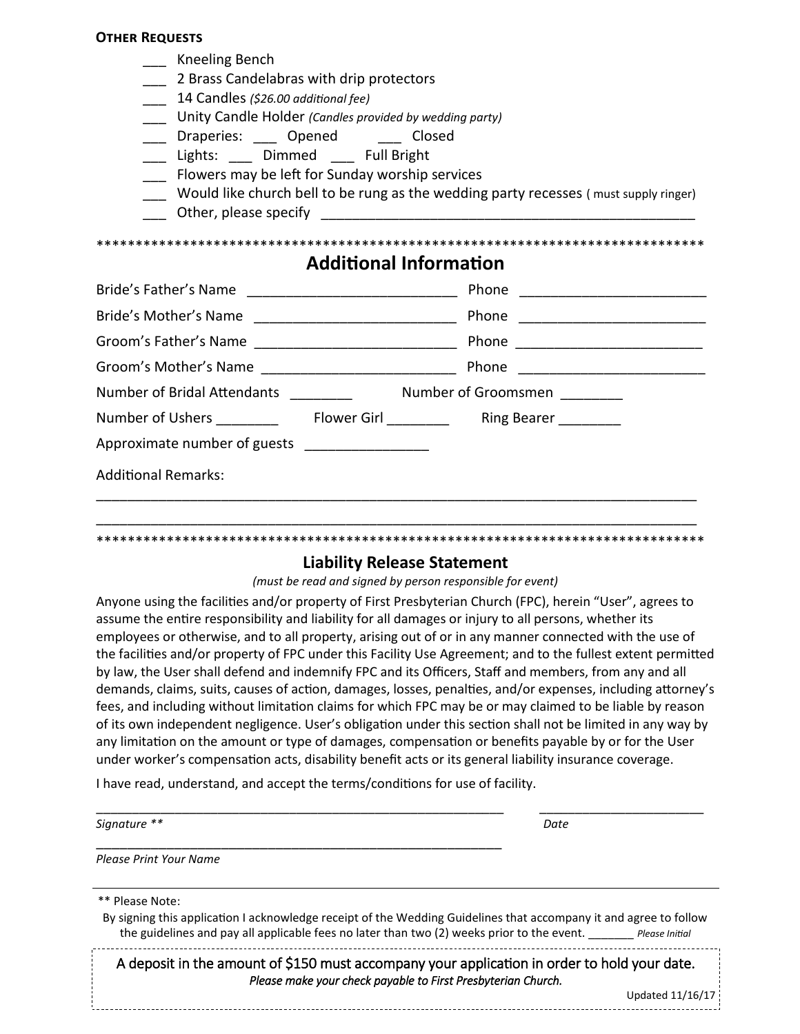**OTHER REQUESTS**

- ___ Kneeling Bench
- ___ 2 Brass Candelabras with drip protectors
- ___ 14 Candles *($26.00 additional fee)*
- ___ Unity Candle Holder *(Candles provided by wedding party)*
- ___ Draperies: ___ Opened ___ Closed
- ___ Lights: ___ Dimmed ___ Full Bright
- ___ Flowers may be left for Sunday worship services
- ___ Would like church bell to be rung as the wedding party recesses ( must supply ringer)
- ___ Other, please specify ______________________________________________

********************************************************************************

## Additional Information

Bride's Father's Name ___________________________ Phone ________________________

Bride's Mother's Name __________________________ Phone ________________________

Groom's Father's Name __________________________ Phone ________________________

Groom's Mother's Name _________________________ Phone ________________________

Number of Bridal Attendants ________ Number of Groomsmen ________

Number of Ushers ________ Flower Girl ________ Ring Bearer ________

Approximate number of guests _______________

Additional Remarks:

_____________________________________________________________________________

_____________________________________________________________________________

********************************************************************************

## Liability Release Statement

*(must be read and signed by person responsible for event)*

Anyone using the facilities and/or property of First Presbyterian Church (FPC), herein "User", agrees to assume the entire responsibility and liability for all damages or injury to all persons, whether its employees or otherwise, and to all property, arising out of or in any manner connected with the use of the facilities and/or property of FPC under this Facility Use Agreement; and to the fullest extent permitted by law, the User shall defend and indemnify FPC and its Officers, Staff and members, from any and all demands, claims, suits, causes of action, damages, losses, penalties, and/or expenses, including attorney's fees, and including without limitation claims for which FPC may be or may claimed to be liable by reason of its own independent negligence. User's obligation under this section shall not be limited in any way by any limitation on the amount or type of damages, compensation or benefits payable by or for the User under worker's compensation acts, disability benefit acts or its general liability insurance coverage.

I have read, understand, and accept the terms/conditions for use of facility.

_________________________________________________________ _______________________

*Signature \*\** *Date*

_________________________________________________________

*Please Print Your Name*

\*\* Please Note:

By signing this application I acknowledge receipt of the Wedding Guidelines that accompany it and agree to follow the guidelines and pay all applicable fees no later than two (2) weeks prior to the event. _______ *Please Initial*

A deposit in the amount of $150 must accompany your application in order to hold your date.

*Please make your check payable to First Presbyterian Church.*

Updated 11/16/17